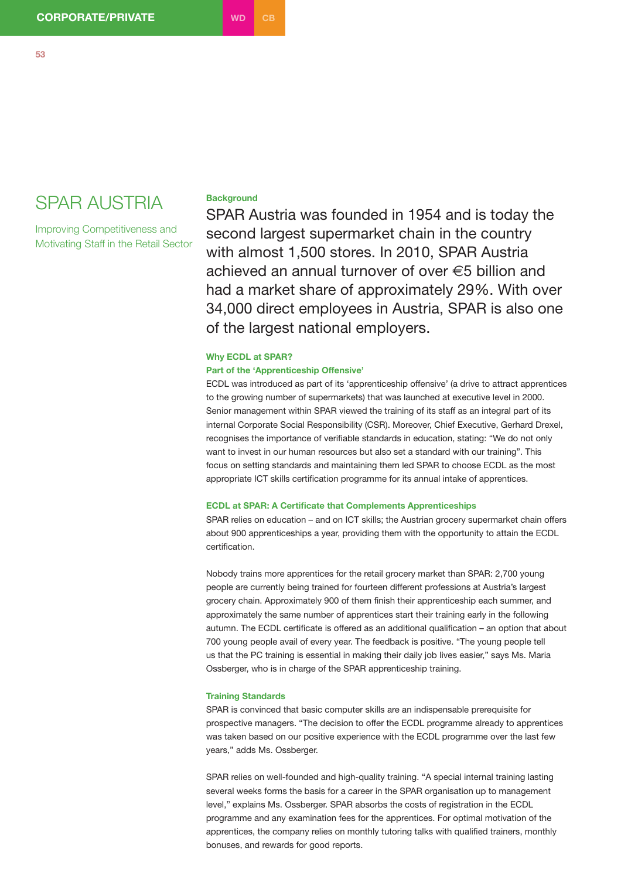# SPAR AUSTRIA

Improving Competitiveness and Motivating Staff in the Retail Sector

### Background

SPAR Austria was founded in 1954 and is today the second largest supermarket chain in the country with almost 1,500 stores. In 2010, SPAR Austria achieved an annual turnover of over €5 billion and had a market share of approximately 29%. With over 34,000 direct employees in Austria, SPAR is also one of the largest national employers.

### Why ECDL at SPAR?

#### Part of the 'Apprenticeship Offensive'

ECDL was introduced as part of its 'apprenticeship offensive' (a drive to attract apprentices to the growing number of supermarkets) that was launched at executive level in 2000. Senior management within SPAR viewed the training of its staff as an integral part of its internal Corporate Social Responsibility (CSR). Moreover, Chief Executive, Gerhard Drexel, recognises the importance of verifiable standards in education, stating: "We do not only want to invest in our human resources but also set a standard with our training". This focus on setting standards and maintaining them led SPAR to choose ECDL as the most appropriate ICT skills certification programme for its annual intake of apprentices.

#### ECDL at SPAR: A Certificate that Complements Apprenticeships

SPAR relies on education – and on ICT skills; the Austrian grocery supermarket chain offers about 900 apprenticeships a year, providing them with the opportunity to attain the ECDL certification.

Nobody trains more apprentices for the retail grocery market than SPAR: 2,700 young people are currently being trained for fourteen different professions at Austria's largest grocery chain. Approximately 900 of them finish their apprenticeship each summer, and approximately the same number of apprentices start their training early in the following autumn. The ECDL certificate is offered as an additional qualification – an option that about 700 young people avail of every year. The feedback is positive. "The young people tell us that the PC training is essential in making their daily job lives easier," says Ms. Maria Ossberger, who is in charge of the SPAR apprenticeship training.

#### Training Standards

SPAR is convinced that basic computer skills are an indispensable prerequisite for prospective managers. "The decision to offer the ECDL programme already to apprentices was taken based on our positive experience with the ECDL programme over the last few years," adds Ms. Ossberger.

SPAR relies on well-founded and high-quality training. "A special internal training lasting several weeks forms the basis for a career in the SPAR organisation up to management level," explains Ms. Ossberger. SPAR absorbs the costs of registration in the ECDL programme and any examination fees for the apprentices. For optimal motivation of the apprentices, the company relies on monthly tutoring talks with qualified trainers, monthly bonuses, and rewards for good reports.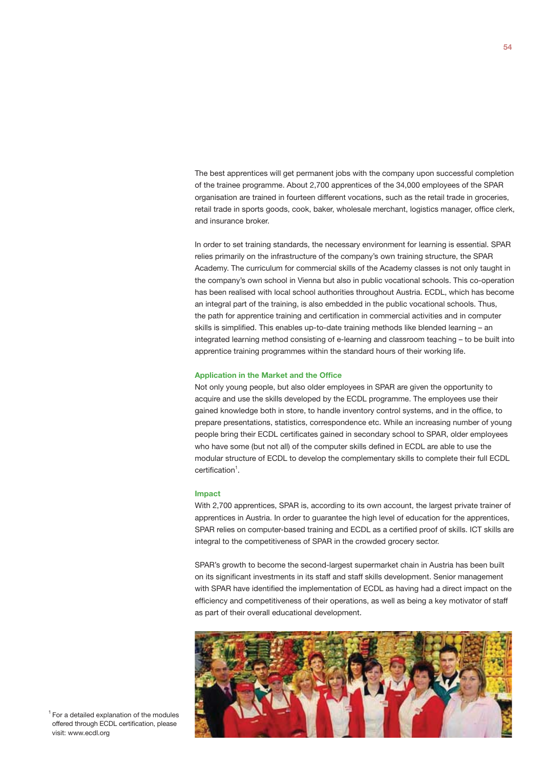The best apprentices will get permanent jobs with the company upon successful completion of the trainee programme. About 2,700 apprentices of the 34,000 employees of the SPAR organisation are trained in fourteen different vocations, such as the retail trade in groceries, retail trade in sports goods, cook, baker, wholesale merchant, logistics manager, office clerk, and insurance broker.

In order to set training standards, the necessary environment for learning is essential. SPAR relies primarily on the infrastructure of the company's own training structure, the SPAR Academy. The curriculum for commercial skills of the Academy classes is not only taught in the company's own school in Vienna but also in public vocational schools. This co-operation has been realised with local school authorities throughout Austria. ECDL, which has become an integral part of the training, is also embedded in the public vocational schools. Thus, the path for apprentice training and certification in commercial activities and in computer skills is simplified. This enables up-to-date training methods like blended learning – an integrated learning method consisting of e-learning and classroom teaching – to be built into apprentice training programmes within the standard hours of their working life.

### Application in the Market and the Office

Not only young people, but also older employees in SPAR are given the opportunity to acquire and use the skills developed by the ECDL programme. The employees use their gained knowledge both in store, to handle inventory control systems, and in the office, to prepare presentations, statistics, correspondence etc. While an increasing number of young people bring their ECDL certificates gained in secondary school to SPAR, older employees who have some (but not all) of the computer skills defined in ECDL are able to use the modular structure of ECDL to develop the complementary skills to complete their full ECDL certification[1].

### Impact

With 2,700 apprentices, SPAR is, according to its own account, the largest private trainer of apprentices in Austria. In order to guarantee the high level of education for the apprentices, SPAR relies on computer-based training and ECDL as a certified proof of skills. ICT skills are integral to the competitiveness of SPAR in the crowded grocery sector.

SPAR's growth to become the second-largest supermarket chain in Austria has been built on its significant investments in its staff and staff skills development. Senior management with SPAR have identified the implementation of ECDL as having had a direct impact on the efficiency and competitiveness of their operations, as well as being a key motivator of staff as part of their overall educational development.

[1] For a detailed explanation of the modules offered through ECDL certification, please visit: www.ecdl.org